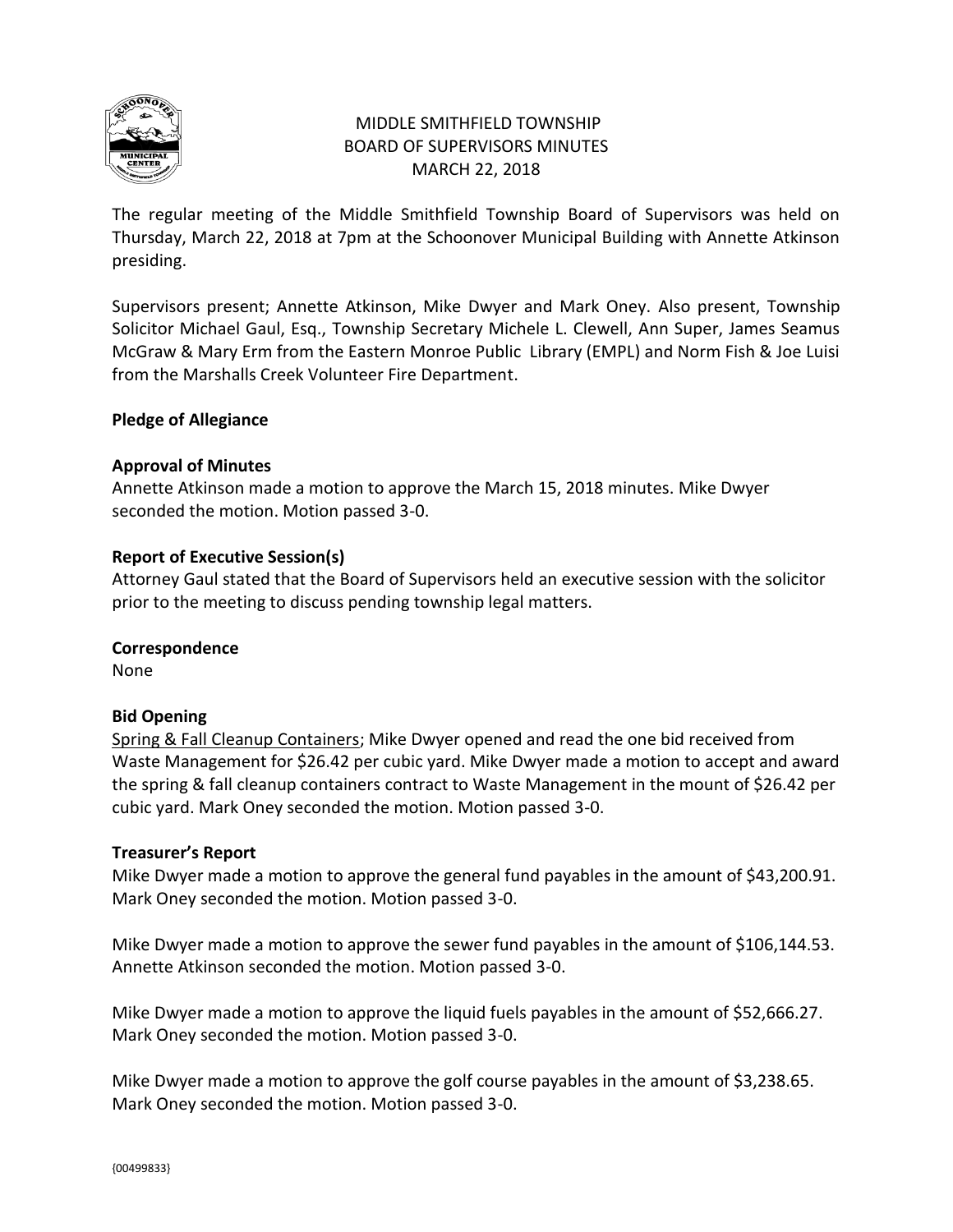# MIDDLE SMITHFIELD TOWNSHIP
## BOARD OF SUPERVISORS MINUTES
## MARCH 22, 2018

The regular meeting of the Middle Smithfield Township Board of Supervisors was held on Thursday, March 22, 2018 at 7pm at the Schoonover Municipal Building with Annette Atkinson presiding.

Supervisors present; Annette Atkinson, Mike Dwyer and Mark Oney. Also present, Township Solicitor Michael Gaul, Esq., Township Secretary Michele L. Clewell, Ann Super, James Seamus McGraw & Mary Erm from the Eastern Monroe Public Library (EMPL) and Norm Fish & Joe Luisi from the Marshalls Creek Volunteer Fire Department.

**Pledge of Allegiance**

**Approval of Minutes**

Annette Atkinson made a motion to approve the March 15, 2018 minutes. Mike Dwyer seconded the motion. Motion passed 3-0.

**Report of Executive Session(s)**

Attorney Gaul stated that the Board of Supervisors held an executive session with the solicitor prior to the meeting to discuss pending township legal matters.

**Correspondence**

None

**Bid Opening**

Spring & Fall Cleanup Containers; Mike Dwyer opened and read the one bid received from Waste Management for $26.42 per cubic yard. Mike Dwyer made a motion to accept and award the spring & fall cleanup containers contract to Waste Management in the mount of $26.42 per cubic yard. Mark Oney seconded the motion. Motion passed 3-0.

**Treasurer's Report**

Mike Dwyer made a motion to approve the general fund payables in the amount of $43,200.91. Mark Oney seconded the motion. Motion passed 3-0.

Mike Dwyer made a motion to approve the sewer fund payables in the amount of $106,144.53. Annette Atkinson seconded the motion. Motion passed 3-0.

Mike Dwyer made a motion to approve the liquid fuels payables in the amount of $52,666.27. Mark Oney seconded the motion. Motion passed 3-0.

Mike Dwyer made a motion to approve the golf course payables in the amount of $3,238.65. Mark Oney seconded the motion. Motion passed 3-0.

{00499833}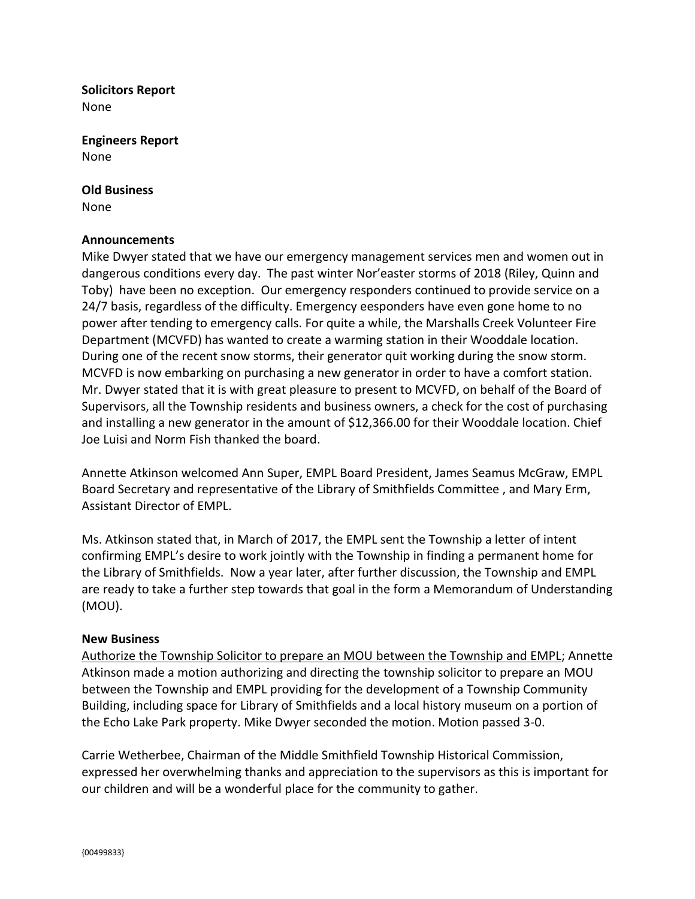**Solicitors Report**
None

**Engineers Report**
None

**Old Business**
None

**Announcements**
Mike Dwyer stated that we have our emergency management services men and women out in dangerous conditions every day. The past winter Nor'easter storms of 2018 (Riley, Quinn and Toby) have been no exception. Our emergency responders continued to provide service on a 24/7 basis, regardless of the difficulty. Emergency eesponders have even gone home to no power after tending to emergency calls. For quite a while, the Marshalls Creek Volunteer Fire Department (MCVFD) has wanted to create a warming station in their Wooddale location. During one of the recent snow storms, their generator quit working during the snow storm. MCVFD is now embarking on purchasing a new generator in order to have a comfort station. Mr. Dwyer stated that it is with great pleasure to present to MCVFD, on behalf of the Board of Supervisors, all the Township residents and business owners, a check for the cost of purchasing and installing a new generator in the amount of $12,366.00 for their Wooddale location. Chief Joe Luisi and Norm Fish thanked the board.

Annette Atkinson welcomed Ann Super, EMPL Board President, James Seamus McGraw, EMPL Board Secretary and representative of the Library of Smithfields Committee , and Mary Erm, Assistant Director of EMPL.

Ms. Atkinson stated that, in March of 2017, the EMPL sent the Township a letter of intent confirming EMPL's desire to work jointly with the Township in finding a permanent home for the Library of Smithfields. Now a year later, after further discussion, the Township and EMPL are ready to take a further step towards that goal in the form a Memorandum of Understanding (MOU).

**New Business**
<u>Authorize the Township Solicitor to prepare an MOU between the Township and EMPL</u>; Annette Atkinson made a motion authorizing and directing the township solicitor to prepare an MOU between the Township and EMPL providing for the development of a Township Community Building, including space for Library of Smithfields and a local history museum on a portion of the Echo Lake Park property. Mike Dwyer seconded the motion. Motion passed 3-0.

Carrie Wetherbee, Chairman of the Middle Smithfield Township Historical Commission, expressed her overwhelming thanks and appreciation to the supervisors as this is important for our children and will be a wonderful place for the community to gather.

{00499833}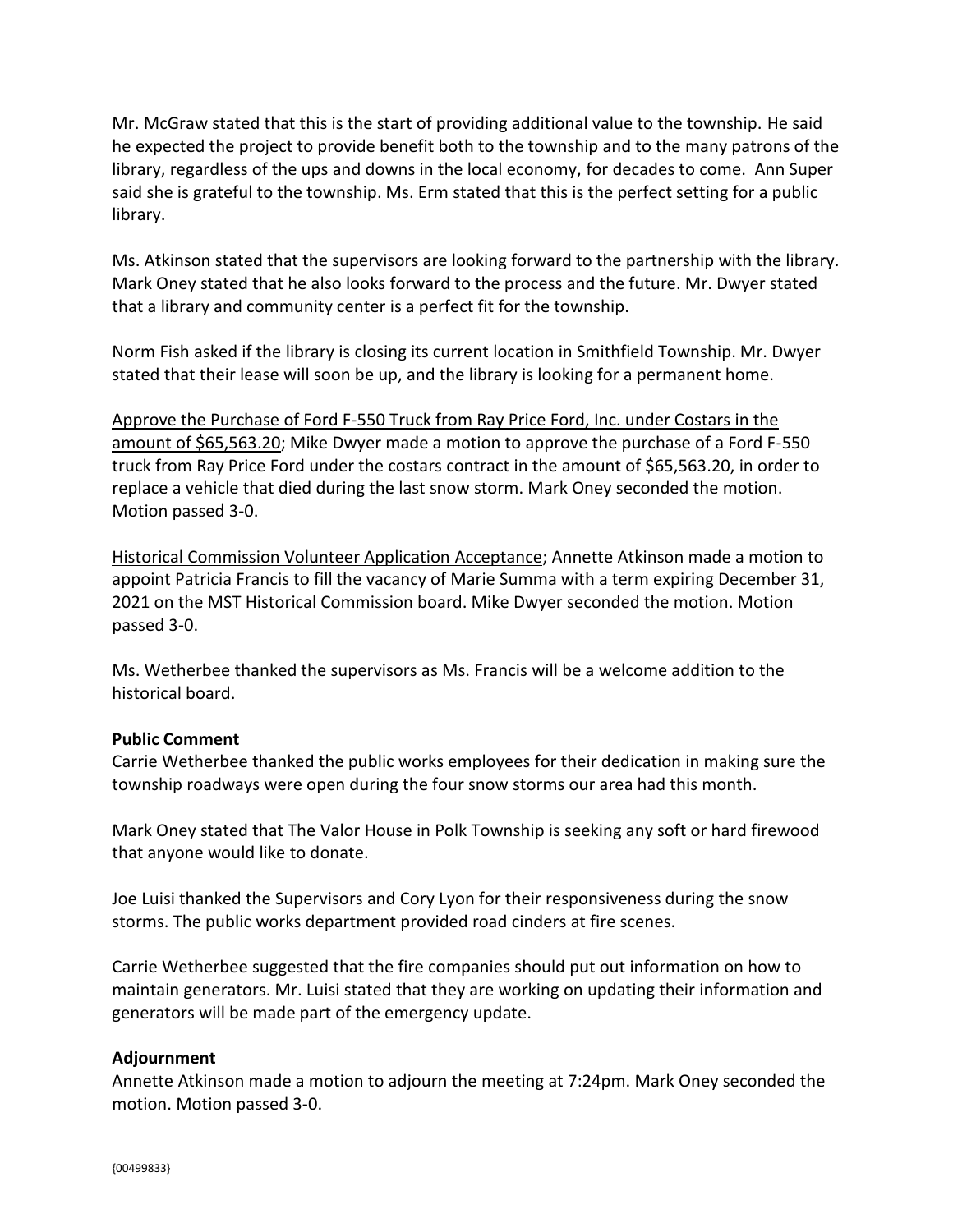Mr. McGraw stated that this is the start of providing additional value to the township. He said he expected the project to provide benefit both to the township and to the many patrons of the library, regardless of the ups and downs in the local economy, for decades to come. Ann Super said she is grateful to the township. Ms. Erm stated that this is the perfect setting for a public library.

Ms. Atkinson stated that the supervisors are looking forward to the partnership with the library. Mark Oney stated that he also looks forward to the process and the future. Mr. Dwyer stated that a library and community center is a perfect fit for the township.

Norm Fish asked if the library is closing its current location in Smithfield Township. Mr. Dwyer stated that their lease will soon be up, and the library is looking for a permanent home.

<u>Approve the Purchase of Ford F-550 Truck from Ray Price Ford, Inc. under Costars in the amount of $65,563.20</u>; Mike Dwyer made a motion to approve the purchase of a Ford F-550 truck from Ray Price Ford under the costars contract in the amount of $65,563.20, in order to replace a vehicle that died during the last snow storm. Mark Oney seconded the motion. Motion passed 3-0.

<u>Historical Commission Volunteer Application Acceptance</u>; Annette Atkinson made a motion to appoint Patricia Francis to fill the vacancy of Marie Summa with a term expiring December 31, 2021 on the MST Historical Commission board. Mike Dwyer seconded the motion. Motion passed 3-0.

Ms. Wetherbee thanked the supervisors as Ms. Francis will be a welcome addition to the historical board.

**Public Comment**

Carrie Wetherbee thanked the public works employees for their dedication in making sure the township roadways were open during the four snow storms our area had this month.

Mark Oney stated that The Valor House in Polk Township is seeking any soft or hard firewood that anyone would like to donate.

Joe Luisi thanked the Supervisors and Cory Lyon for their responsiveness during the snow storms. The public works department provided road cinders at fire scenes.

Carrie Wetherbee suggested that the fire companies should put out information on how to maintain generators. Mr. Luisi stated that they are working on updating their information and generators will be made part of the emergency update.

**Adjournment**

Annette Atkinson made a motion to adjourn the meeting at 7:24pm. Mark Oney seconded the motion. Motion passed 3-0.

{00499833}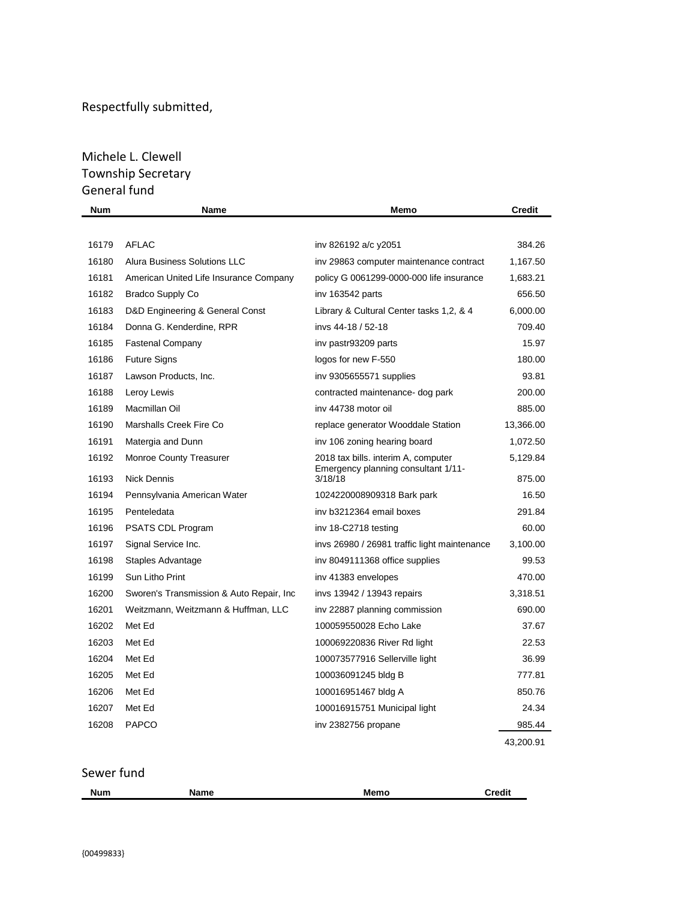Respectfully submitted,

Michele L. Clewell
Township Secretary

General fund

| Num | Name | Memo | Credit |
|---|---|---|---|
| 16179 | AFLAC | inv 826192 a/c y2051 | 384.26 |
| 16180 | Alura Business Solutions LLC | inv 29863 computer maintenance contract | 1,167.50 |
| 16181 | American United Life Insurance Company | policy G 0061299-0000-000 life insurance | 1,683.21 |
| 16182 | Bradco Supply Co | inv 163542 parts | 656.50 |
| 16183 | D&D Engineering & General Const | Library & Cultural Center tasks 1,2, & 4 | 6,000.00 |
| 16184 | Donna G. Kenderdine, RPR | invs 44-18 / 52-18 | 709.40 |
| 16185 | Fastenal Company | inv pastr93209 parts | 15.97 |
| 16186 | Future Signs | logos for new F-550 | 180.00 |
| 16187 | Lawson Products, Inc. | inv 9305655571 supplies | 93.81 |
| 16188 | Leroy Lewis | contracted maintenance- dog park | 200.00 |
| 16189 | Macmillan Oil | inv 44738 motor oil | 885.00 |
| 16190 | Marshalls Creek Fire Co | replace generator Wooddale Station | 13,366.00 |
| 16191 | Matergia and Dunn | inv 106 zoning hearing board | 1,072.50 |
| 16192 | Monroe County Treasurer | 2018 tax bills. interim A, computer | 5,129.84 |
| 16193 | Nick Dennis | Emergency planning consultant 1/11-3/18/18 | 875.00 |
| 16194 | Pennsylvania American Water | 1024220008909318 Bark park | 16.50 |
| 16195 | Penteledata | inv b3212364 email boxes | 291.84 |
| 16196 | PSATS CDL Program | inv 18-C2718 testing | 60.00 |
| 16197 | Signal Service Inc. | invs 26980 / 26981 traffic light maintenance | 3,100.00 |
| 16198 | Staples Advantage | inv 8049111368 office supplies | 99.53 |
| 16199 | Sun Litho Print | inv 41383 envelopes | 470.00 |
| 16200 | Sworen's Transmission & Auto Repair, Inc | invs 13942 / 13943 repairs | 3,318.51 |
| 16201 | Weitzmann, Weitzmann & Huffman, LLC | inv 22887 planning commission | 690.00 |
| 16202 | Met Ed | 100059550028 Echo Lake | 37.67 |
| 16203 | Met Ed | 100069220836 River Rd light | 22.53 |
| 16204 | Met Ed | 100073577916 Sellerville light | 36.99 |
| 16205 | Met Ed | 100036091245 bldg B | 777.81 |
| 16206 | Met Ed | 100016951467 bldg A | 850.76 |
| 16207 | Met Ed | 100016915751 Municipal light | 24.34 |
| 16208 | PAPCO | inv 2382756 propane | 985.44 |
| | | | 43,200.91 |

Sewer fund

| Num | Name | Memo | Credit |
|---|---|---|---|

{00499833}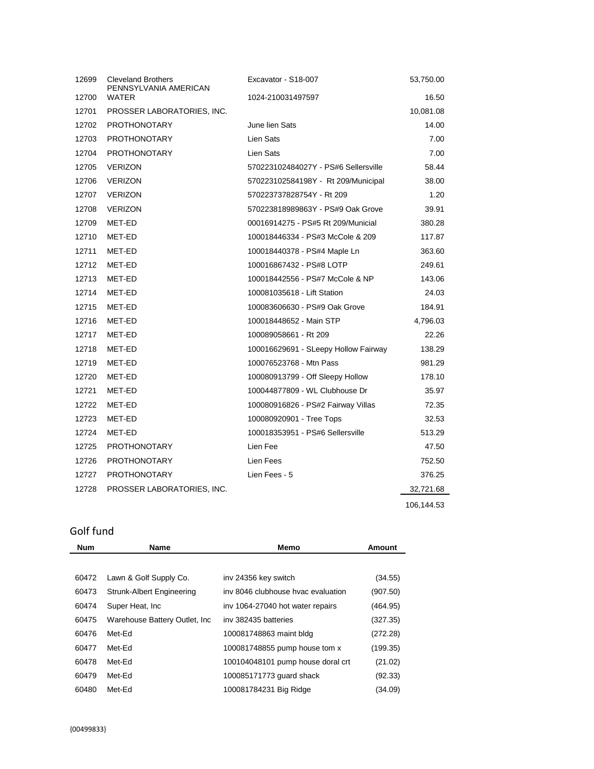| | | | |
|---|---|---|---|
| 12699 | Cleveland Brothers | Excavator - S18-007 | 53,750.00 |
| 12700 | PENNSYLVANIA AMERICAN WATER | 1024-210031497597 | 16.50 |
| 12701 | PROSSER LABORATORIES, INC. | | 10,081.08 |
| 12702 | PROTHONOTARY | June lien Sats | 14.00 |
| 12703 | PROTHONOTARY | Lien Sats | 7.00 |
| 12704 | PROTHONOTARY | Lien Sats | 7.00 |
| 12705 | VERIZON | 570223102484027Y - PS#6 Sellersville | 58.44 |
| 12706 | VERIZON | 570223102584198Y - Rt 209/Municipal | 38.00 |
| 12707 | VERIZON | 570223737828754Y - Rt 209 | 1.20 |
| 12708 | VERIZON | 570223818989863Y - PS#9 Oak Grove | 39.91 |
| 12709 | MET-ED | 00016914275 - PS#5 Rt 209/Municial | 380.28 |
| 12710 | MET-ED | 100018446334 - PS#3 McCole & 209 | 117.87 |
| 12711 | MET-ED | 100018440378 - PS#4 Maple Ln | 363.60 |
| 12712 | MET-ED | 100016867432 - PS#8 LOTP | 249.61 |
| 12713 | MET-ED | 100018442556 - PS#7 McCole & NP | 143.06 |
| 12714 | MET-ED | 100081035618 - Lift Station | 24.03 |
| 12715 | MET-ED | 100083606630 - PS#9 Oak Grove | 184.91 |
| 12716 | MET-ED | 100018448652 - Main STP | 4,796.03 |
| 12717 | MET-ED | 100089058661 - Rt 209 | 22.26 |
| 12718 | MET-ED | 100016629691 - SLeepy Hollow Fairway | 138.29 |
| 12719 | MET-ED | 100076523768 - Mtn Pass | 981.29 |
| 12720 | MET-ED | 100080913799 - Off Sleepy Hollow | 178.10 |
| 12721 | MET-ED | 100044877809 - WL Clubhouse Dr | 35.97 |
| 12722 | MET-ED | 100080916826 - PS#2 Fairway Villas | 72.35 |
| 12723 | MET-ED | 100080920901 - Tree Tops | 32.53 |
| 12724 | MET-ED | 100018353951 - PS#6 Sellersville | 513.29 |
| 12725 | PROTHONOTARY | Lien Fee | 47.50 |
| 12726 | PROTHONOTARY | Lien Fees | 752.50 |
| 12727 | PROTHONOTARY | Lien Fees - 5 | 376.25 |
| 12728 | PROSSER LABORATORIES, INC. | | 32,721.68 |
| | | | 106,144.53 |

## Golf fund

| Num | Name | Memo | Amount |
|---|---|---|---|
| 60472 | Lawn & Golf Supply Co. | inv 24356 key switch | (34.55) |
| 60473 | Strunk-Albert Engineering | inv 8046 clubhouse hvac evaluation | (907.50) |
| 60474 | Super Heat, Inc | inv 1064-27040 hot water repairs | (464.95) |
| 60475 | Warehouse Battery Outlet, Inc | inv 382435 batteries | (327.35) |
| 60476 | Met-Ed | 100081748863 maint bldg | (272.28) |
| 60477 | Met-Ed | 100081748855 pump house tom x | (199.35) |
| 60478 | Met-Ed | 100104048101 pump house doral crt | (21.02) |
| 60479 | Met-Ed | 100085171773 guard shack | (92.33) |
| 60480 | Met-Ed | 100081784231 Big Ridge | (34.09) |

{00499833}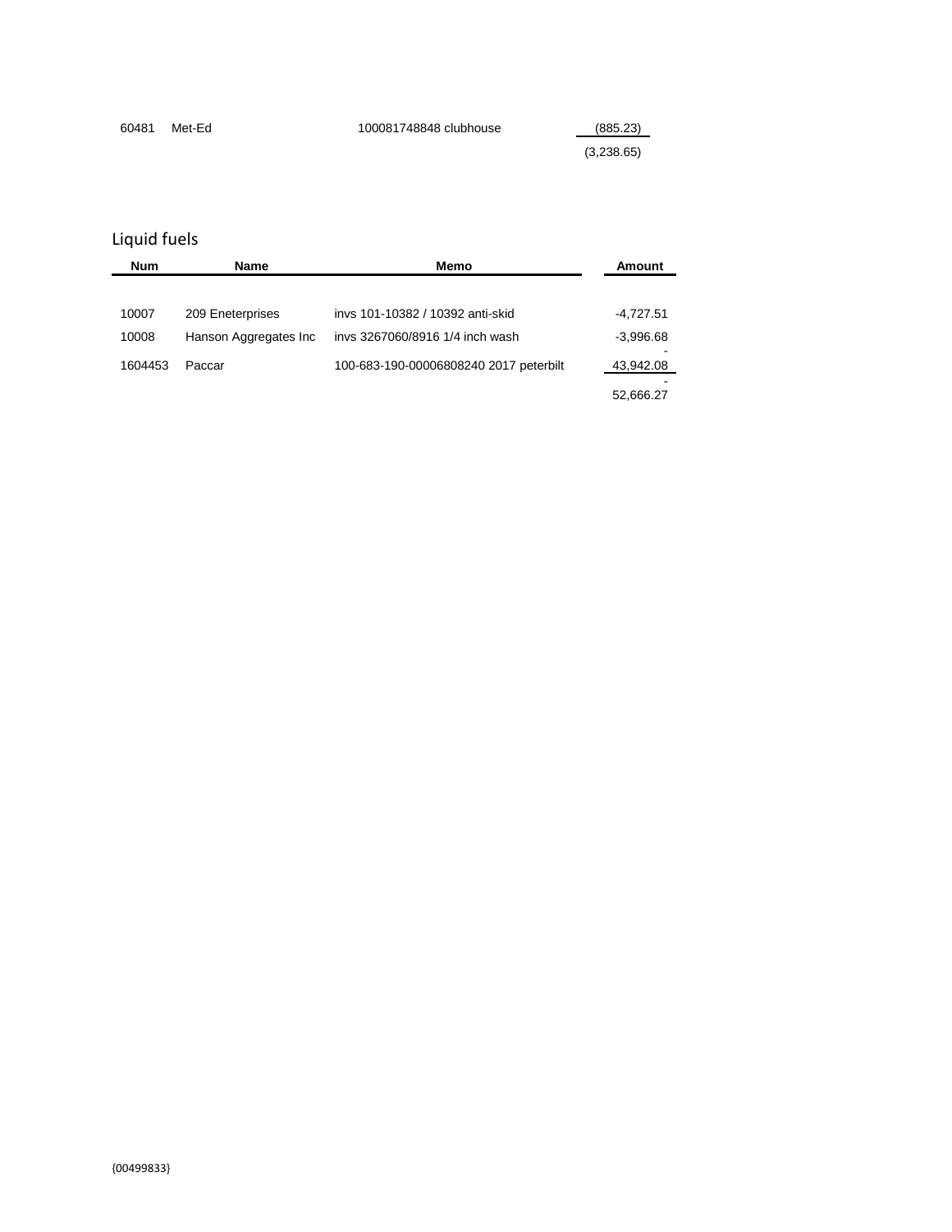| | | | |
|---|---|---|---|
| 60481 | Met-Ed | 100081748848 clubhouse | (885.23) |
| | | | (3,238.65) |

Liquid fuels

| Num | Name | Memo | Amount |
|---|---|---|---|
| 10007 | 209 Eneterprises | invs 101-10382 / 10392 anti-skid | -4,727.51 |
| 10008 | Hanson Aggregates Inc | invs 3267060/8916 1/4 inch wash | -3,996.68 |
| 1604453 | Paccar | 100-683-190-00006808240 2017 peterbilt | -43,942.08 |
| | | | -52,666.27 |

{00499833}